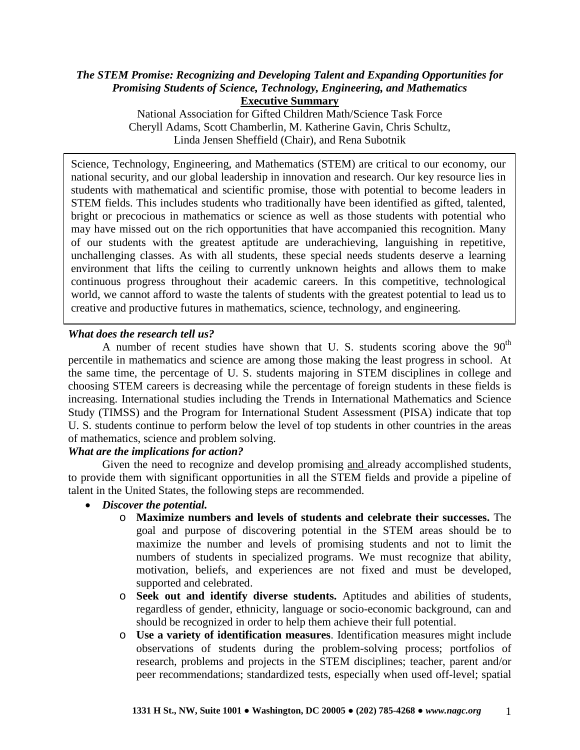# *The STEM Promise: Recognizing and Developing Talent and Expanding Opportunities for Promising Students of Science, Technology, Engineering, and Mathematics*

## Executive Summary

National Association for Gifted Children Math/Science Task Force
Cheryll Adams, Scott Chamberlin, M. Katherine Gavin, Chris Schultz, Linda Jensen Sheffield (Chair), and Rena Subotnik

Science, Technology, Engineering, and Mathematics (STEM) are critical to our economy, our national security, and our global leadership in innovation and research. Our key resource lies in students with mathematical and scientific promise, those with potential to become leaders in STEM fields. This includes students who traditionally have been identified as gifted, talented, bright or precocious in mathematics or science as well as those students with potential who may have missed out on the rich opportunities that have accompanied this recognition. Many of our students with the greatest aptitude are underachieving, languishing in repetitive, unchallenging classes. As with all students, these special needs students deserve a learning environment that lifts the ceiling to currently unknown heights and allows them to make continuous progress throughout their academic careers. In this competitive, technological world, we cannot afford to waste the talents of students with the greatest potential to lead us to creative and productive futures in mathematics, science, technology, and engineering.

### *What does the research tell us?*

A number of recent studies have shown that U. S. students scoring above the 90th percentile in mathematics and science are among those making the least progress in school. At the same time, the percentage of U. S. students majoring in STEM disciplines in college and choosing STEM careers is decreasing while the percentage of foreign students in these fields is increasing. International studies including the Trends in International Mathematics and Science Study (TIMSS) and the Program for International Student Assessment (PISA) indicate that top U. S. students continue to perform below the level of top students in other countries in the areas of mathematics, science and problem solving.

### *What are the implications for action?*

Given the need to recognize and develop promising and already accomplished students, to provide them with significant opportunities in all the STEM fields and provide a pipeline of talent in the United States, the following steps are recommended.

- ***Discover the potential.***
  - **Maximize numbers and levels of students and celebrate their successes.** The goal and purpose of discovering potential in the STEM areas should be to maximize the number and levels of promising students and not to limit the numbers of students in specialized programs. We must recognize that ability, motivation, beliefs, and experiences are not fixed and must be developed, supported and celebrated.
  - **Seek out and identify diverse students.** Aptitudes and abilities of students, regardless of gender, ethnicity, language or socio-economic background, can and should be recognized in order to help them achieve their full potential.
  - **Use a variety of identification measures**. Identification measures might include observations of students during the problem-solving process; portfolios of research, problems and projects in the STEM disciplines; teacher, parent and/or peer recommendations; standardized tests, especially when used off-level; spatial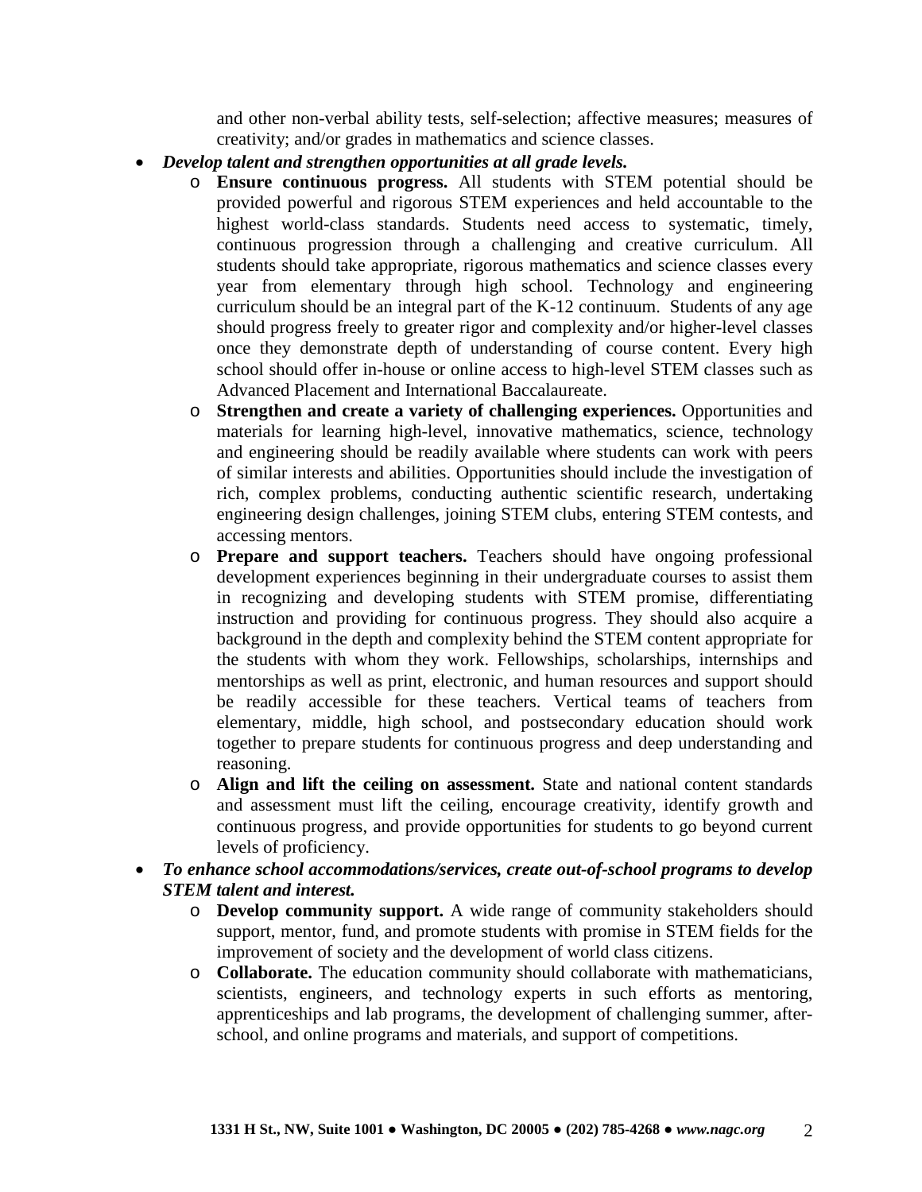and other non-verbal ability tests, self-selection; affective measures; measures of creativity; and/or grades in mathematics and science classes.

- ***Develop talent and strengthen opportunities at all grade levels.***
  - **Ensure continuous progress.** All students with STEM potential should be provided powerful and rigorous STEM experiences and held accountable to the highest world-class standards. Students need access to systematic, timely, continuous progression through a challenging and creative curriculum. All students should take appropriate, rigorous mathematics and science classes every year from elementary through high school. Technology and engineering curriculum should be an integral part of the K-12 continuum. Students of any age should progress freely to greater rigor and complexity and/or higher-level classes once they demonstrate depth of understanding of course content. Every high school should offer in-house or online access to high-level STEM classes such as Advanced Placement and International Baccalaureate.
  - **Strengthen and create a variety of challenging experiences.** Opportunities and materials for learning high-level, innovative mathematics, science, technology and engineering should be readily available where students can work with peers of similar interests and abilities. Opportunities should include the investigation of rich, complex problems, conducting authentic scientific research, undertaking engineering design challenges, joining STEM clubs, entering STEM contests, and accessing mentors.
  - **Prepare and support teachers.** Teachers should have ongoing professional development experiences beginning in their undergraduate courses to assist them in recognizing and developing students with STEM promise, differentiating instruction and providing for continuous progress. They should also acquire a background in the depth and complexity behind the STEM content appropriate for the students with whom they work. Fellowships, scholarships, internships and mentorships as well as print, electronic, and human resources and support should be readily accessible for these teachers. Vertical teams of teachers from elementary, middle, high school, and postsecondary education should work together to prepare students for continuous progress and deep understanding and reasoning.
  - **Align and lift the ceiling on assessment.** State and national content standards and assessment must lift the ceiling, encourage creativity, identify growth and continuous progress, and provide opportunities for students to go beyond current levels of proficiency.
- ***To enhance school accommodations/services, create out-of-school programs to develop STEM talent and interest.***
  - **Develop community support.** A wide range of community stakeholders should support, mentor, fund, and promote students with promise in STEM fields for the improvement of society and the development of world class citizens.
  - **Collaborate.** The education community should collaborate with mathematicians, scientists, engineers, and technology experts in such efforts as mentoring, apprenticeships and lab programs, the development of challenging summer, after-school, and online programs and materials, and support of competitions.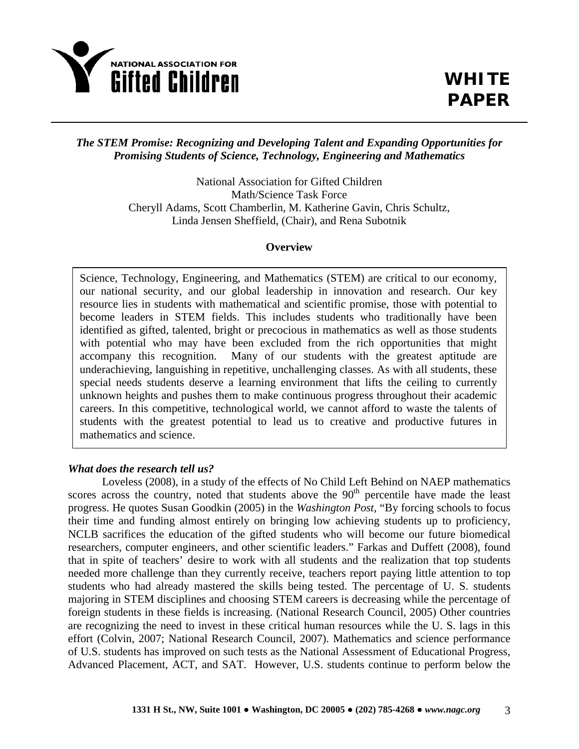**NATIONAL ASSOCIATION FOR Gifted Children**

**WHITE PAPER**

***The STEM Promise: Recognizing and Developing Talent and Expanding Opportunities for Promising Students of Science, Technology, Engineering and Mathematics***

National Association for Gifted Children
Math/Science Task Force
Cheryll Adams, Scott Chamberlin, M. Katherine Gavin, Chris Schultz, Linda Jensen Sheffield, (Chair), and Rena Subotnik

**Overview**

Science, Technology, Engineering, and Mathematics (STEM) are critical to our economy, our national security, and our global leadership in innovation and research. Our key resource lies in students with mathematical and scientific promise, those with potential to become leaders in STEM fields. This includes students who traditionally have been identified as gifted, talented, bright or precocious in mathematics as well as those students with potential who may have been excluded from the rich opportunities that might accompany this recognition. Many of our students with the greatest aptitude are underachieving, languishing in repetitive, unchallenging classes. As with all students, these special needs students deserve a learning environment that lifts the ceiling to currently unknown heights and pushes them to make continuous progress throughout their academic careers. In this competitive, technological world, we cannot afford to waste the talents of students with the greatest potential to lead us to creative and productive futures in mathematics and science.

***What does the research tell us?***

Loveless (2008), in a study of the effects of No Child Left Behind on NAEP mathematics scores across the country, noted that students above the 90th percentile have made the least progress. He quotes Susan Goodkin (2005) in the *Washington Post*, "By forcing schools to focus their time and funding almost entirely on bringing low achieving students up to proficiency, NCLB sacrifices the education of the gifted students who will become our future biomedical researchers, computer engineers, and other scientific leaders." Farkas and Duffett (2008), found that in spite of teachers' desire to work with all students and the realization that top students needed more challenge than they currently receive, teachers report paying little attention to top students who had already mastered the skills being tested. The percentage of U. S. students majoring in STEM disciplines and choosing STEM careers is decreasing while the percentage of foreign students in these fields is increasing. (National Research Council, 2005) Other countries are recognizing the need to invest in these critical human resources while the U. S. lags in this effort (Colvin, 2007; National Research Council, 2007). Mathematics and science performance of U.S. students has improved on such tests as the National Assessment of Educational Progress, Advanced Placement, ACT, and SAT. However, U.S. students continue to perform below the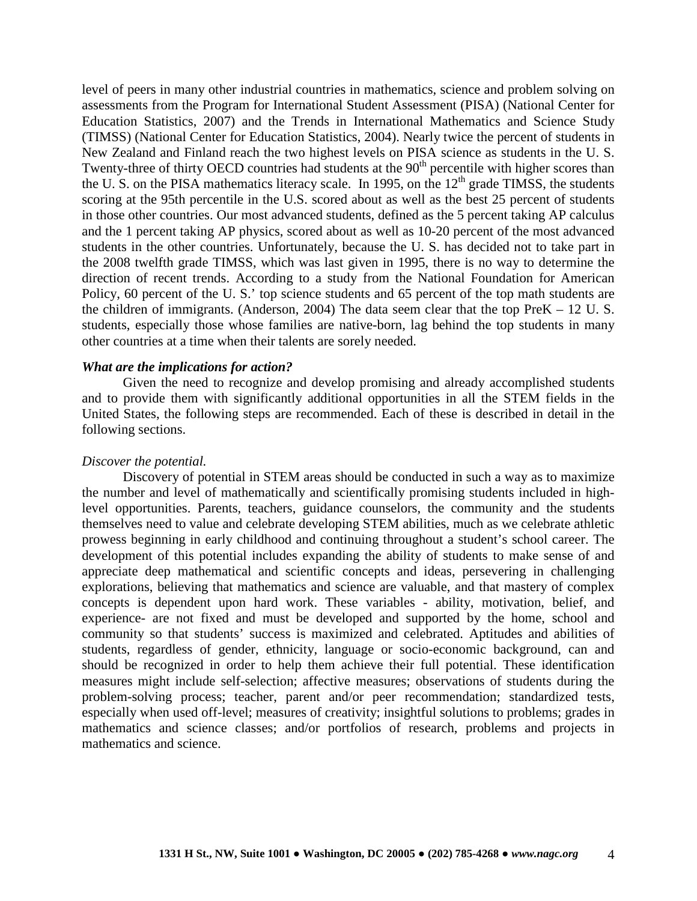level of peers in many other industrial countries in mathematics, science and problem solving on assessments from the Program for International Student Assessment (PISA) (National Center for Education Statistics, 2007) and the Trends in International Mathematics and Science Study (TIMSS) (National Center for Education Statistics, 2004). Nearly twice the percent of students in New Zealand and Finland reach the two highest levels on PISA science as students in the U. S. Twenty-three of thirty OECD countries had students at the 90th percentile with higher scores than the U. S. on the PISA mathematics literacy scale. In 1995, on the 12th grade TIMSS, the students scoring at the 95th percentile in the U.S. scored about as well as the best 25 percent of students in those other countries. Our most advanced students, defined as the 5 percent taking AP calculus and the 1 percent taking AP physics, scored about as well as 10-20 percent of the most advanced students in the other countries. Unfortunately, because the U. S. has decided not to take part in the 2008 twelfth grade TIMSS, which was last given in 1995, there is no way to determine the direction of recent trends. According to a study from the National Foundation for American Policy, 60 percent of the U. S.' top science students and 65 percent of the top math students are the children of immigrants. (Anderson, 2004) The data seem clear that the top PreK – 12 U. S. students, especially those whose families are native-born, lag behind the top students in many other countries at a time when their talents are sorely needed.

***What are the implications for action?***

Given the need to recognize and develop promising and already accomplished students and to provide them with significantly additional opportunities in all the STEM fields in the United States, the following steps are recommended. Each of these is described in detail in the following sections.

*Discover the potential.*

Discovery of potential in STEM areas should be conducted in such a way as to maximize the number and level of mathematically and scientifically promising students included in high-level opportunities. Parents, teachers, guidance counselors, the community and the students themselves need to value and celebrate developing STEM abilities, much as we celebrate athletic prowess beginning in early childhood and continuing throughout a student's school career. The development of this potential includes expanding the ability of students to make sense of and appreciate deep mathematical and scientific concepts and ideas, persevering in challenging explorations, believing that mathematics and science are valuable, and that mastery of complex concepts is dependent upon hard work. These variables - ability, motivation, belief, and experience- are not fixed and must be developed and supported by the home, school and community so that students' success is maximized and celebrated. Aptitudes and abilities of students, regardless of gender, ethnicity, language or socio-economic background, can and should be recognized in order to help them achieve their full potential. These identification measures might include self-selection; affective measures; observations of students during the problem-solving process; teacher, parent and/or peer recommendation; standardized tests, especially when used off-level; measures of creativity; insightful solutions to problems; grades in mathematics and science classes; and/or portfolios of research, problems and projects in mathematics and science.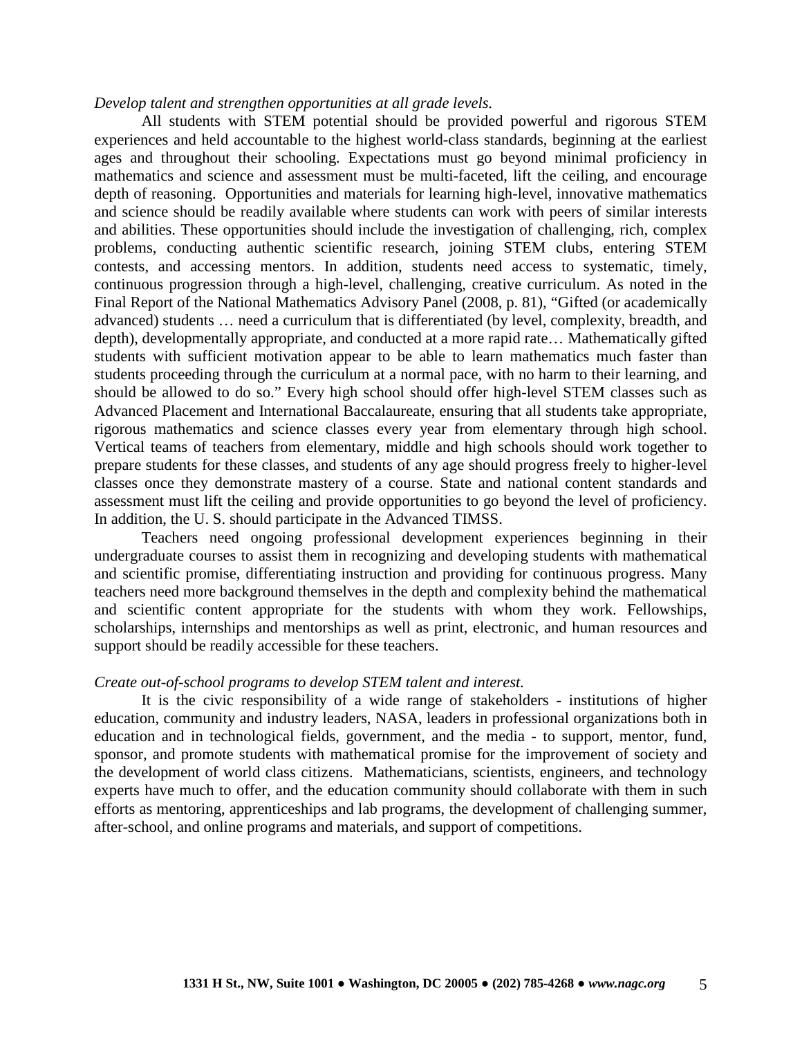*Develop talent and strengthen opportunities at all grade levels.*

All students with STEM potential should be provided powerful and rigorous STEM experiences and held accountable to the highest world-class standards, beginning at the earliest ages and throughout their schooling. Expectations must go beyond minimal proficiency in mathematics and science and assessment must be multi-faceted, lift the ceiling, and encourage depth of reasoning. Opportunities and materials for learning high-level, innovative mathematics and science should be readily available where students can work with peers of similar interests and abilities. These opportunities should include the investigation of challenging, rich, complex problems, conducting authentic scientific research, joining STEM clubs, entering STEM contests, and accessing mentors. In addition, students need access to systematic, timely, continuous progression through a high-level, challenging, creative curriculum. As noted in the Final Report of the National Mathematics Advisory Panel (2008, p. 81), "Gifted (or academically advanced) students … need a curriculum that is differentiated (by level, complexity, breadth, and depth), developmentally appropriate, and conducted at a more rapid rate… Mathematically gifted students with sufficient motivation appear to be able to learn mathematics much faster than students proceeding through the curriculum at a normal pace, with no harm to their learning, and should be allowed to do so." Every high school should offer high-level STEM classes such as Advanced Placement and International Baccalaureate, ensuring that all students take appropriate, rigorous mathematics and science classes every year from elementary through high school. Vertical teams of teachers from elementary, middle and high schools should work together to prepare students for these classes, and students of any age should progress freely to higher-level classes once they demonstrate mastery of a course. State and national content standards and assessment must lift the ceiling and provide opportunities to go beyond the level of proficiency. In addition, the U. S. should participate in the Advanced TIMSS.

Teachers need ongoing professional development experiences beginning in their undergraduate courses to assist them in recognizing and developing students with mathematical and scientific promise, differentiating instruction and providing for continuous progress. Many teachers need more background themselves in the depth and complexity behind the mathematical and scientific content appropriate for the students with whom they work. Fellowships, scholarships, internships and mentorships as well as print, electronic, and human resources and support should be readily accessible for these teachers.

*Create out-of-school programs to develop STEM talent and interest.*

It is the civic responsibility of a wide range of stakeholders - institutions of higher education, community and industry leaders, NASA, leaders in professional organizations both in education and in technological fields, government, and the media - to support, mentor, fund, sponsor, and promote students with mathematical promise for the improvement of society and the development of world class citizens. Mathematicians, scientists, engineers, and technology experts have much to offer, and the education community should collaborate with them in such efforts as mentoring, apprenticeships and lab programs, the development of challenging summer, after-school, and online programs and materials, and support of competitions.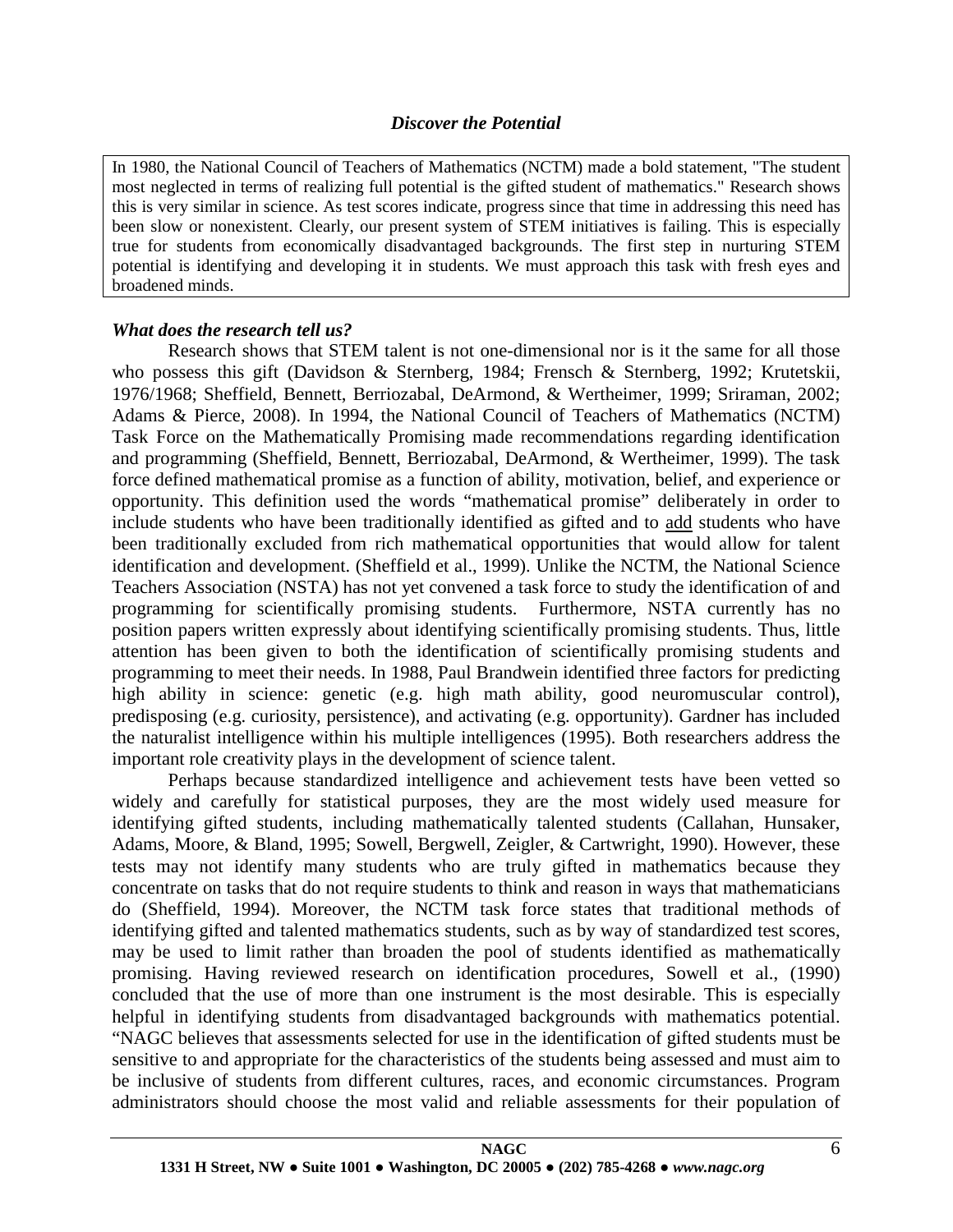## *Discover the Potential*

In 1980, the National Council of Teachers of Mathematics (NCTM) made a bold statement, "The student most neglected in terms of realizing full potential is the gifted student of mathematics." Research shows this is very similar in science. As test scores indicate, progress since that time in addressing this need has been slow or nonexistent. Clearly, our present system of STEM initiatives is failing. This is especially true for students from economically disadvantaged backgrounds. The first step in nurturing STEM potential is identifying and developing it in students. We must approach this task with fresh eyes and broadened minds.

### *What does the research tell us?*

Research shows that STEM talent is not one-dimensional nor is it the same for all those who possess this gift (Davidson & Sternberg, 1984; Frensch & Sternberg, 1992; Krutetskii, 1976/1968; Sheffield, Bennett, Berriozabal, DeArmond, & Wertheimer, 1999; Sriraman, 2002; Adams & Pierce, 2008). In 1994, the National Council of Teachers of Mathematics (NCTM) Task Force on the Mathematically Promising made recommendations regarding identification and programming (Sheffield, Bennett, Berriozabal, DeArmond, & Wertheimer, 1999). The task force defined mathematical promise as a function of ability, motivation, belief, and experience or opportunity. This definition used the words "mathematical promise" deliberately in order to include students who have been traditionally identified as gifted and to <u>add</u> students who have been traditionally excluded from rich mathematical opportunities that would allow for talent identification and development. (Sheffield et al., 1999). Unlike the NCTM, the National Science Teachers Association (NSTA) has not yet convened a task force to study the identification of and programming for scientifically promising students. Furthermore, NSTA currently has no position papers written expressly about identifying scientifically promising students. Thus, little attention has been given to both the identification of scientifically promising students and programming to meet their needs. In 1988, Paul Brandwein identified three factors for predicting high ability in science: genetic (e.g. high math ability, good neuromuscular control), predisposing (e.g. curiosity, persistence), and activating (e.g. opportunity). Gardner has included the naturalist intelligence within his multiple intelligences (1995). Both researchers address the important role creativity plays in the development of science talent.

Perhaps because standardized intelligence and achievement tests have been vetted so widely and carefully for statistical purposes, they are the most widely used measure for identifying gifted students, including mathematically talented students (Callahan, Hunsaker, Adams, Moore, & Bland, 1995; Sowell, Bergwell, Zeigler, & Cartwright, 1990). However, these tests may not identify many students who are truly gifted in mathematics because they concentrate on tasks that do not require students to think and reason in ways that mathematicians do (Sheffield, 1994). Moreover, the NCTM task force states that traditional methods of identifying gifted and talented mathematics students, such as by way of standardized test scores, may be used to limit rather than broaden the pool of students identified as mathematically promising. Having reviewed research on identification procedures, Sowell et al., (1990) concluded that the use of more than one instrument is the most desirable. This is especially helpful in identifying students from disadvantaged backgrounds with mathematics potential. "NAGC believes that assessments selected for use in the identification of gifted students must be sensitive to and appropriate for the characteristics of the students being assessed and must aim to be inclusive of students from different cultures, races, and economic circumstances. Program administrators should choose the most valid and reliable assessments for their population of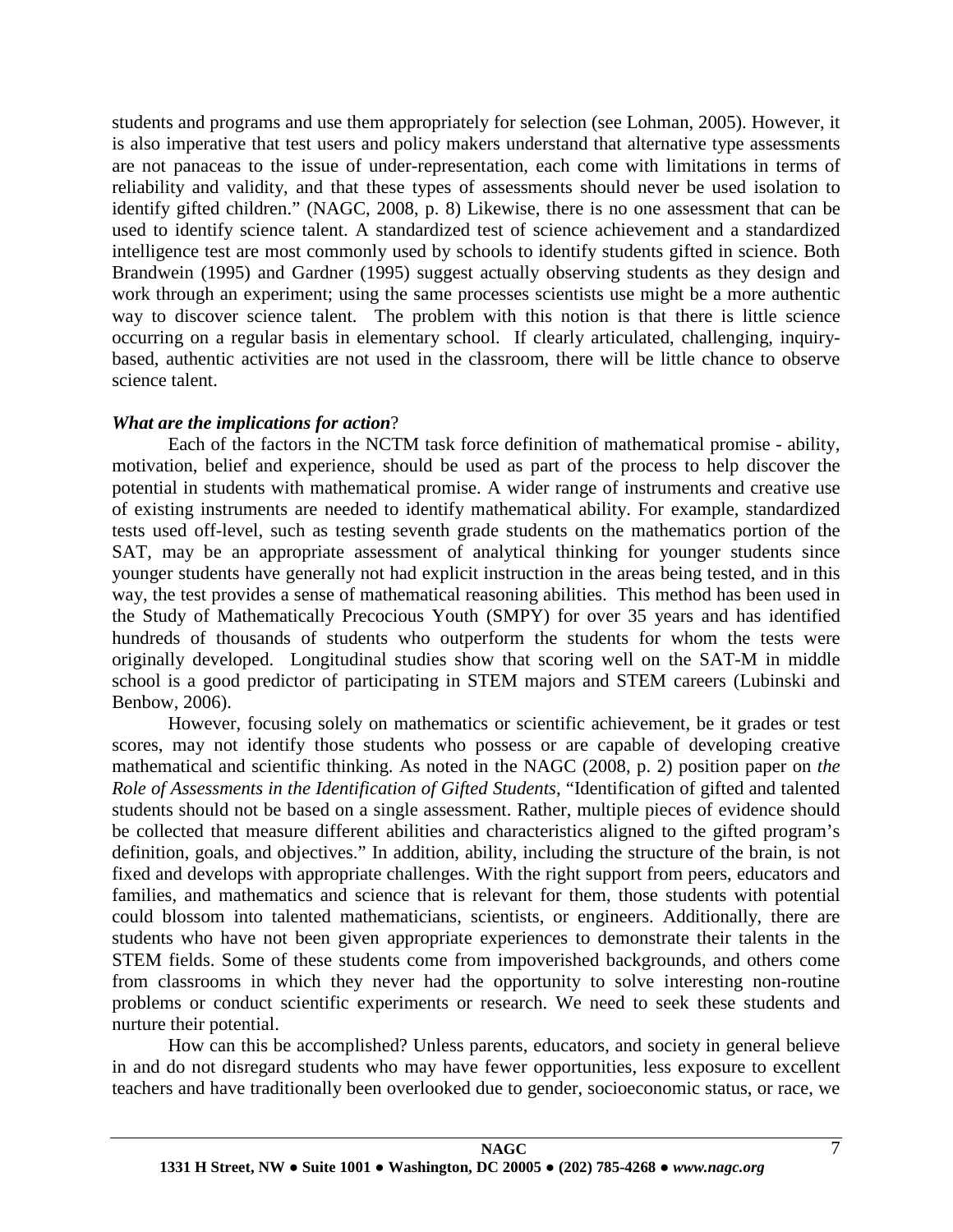students and programs and use them appropriately for selection (see Lohman, 2005). However, it is also imperative that test users and policy makers understand that alternative type assessments are not panaceas to the issue of under-representation, each come with limitations in terms of reliability and validity, and that these types of assessments should never be used isolation to identify gifted children." (NAGC, 2008, p. 8) Likewise, there is no one assessment that can be used to identify science talent. A standardized test of science achievement and a standardized intelligence test are most commonly used by schools to identify students gifted in science. Both Brandwein (1995) and Gardner (1995) suggest actually observing students as they design and work through an experiment; using the same processes scientists use might be a more authentic way to discover science talent. The problem with this notion is that there is little science occurring on a regular basis in elementary school. If clearly articulated, challenging, inquiry-based, authentic activities are not used in the classroom, there will be little chance to observe science talent.

***What are the implications for action*?**

Each of the factors in the NCTM task force definition of mathematical promise - ability, motivation, belief and experience, should be used as part of the process to help discover the potential in students with mathematical promise. A wider range of instruments and creative use of existing instruments are needed to identify mathematical ability. For example, standardized tests used off-level, such as testing seventh grade students on the mathematics portion of the SAT, may be an appropriate assessment of analytical thinking for younger students since younger students have generally not had explicit instruction in the areas being tested, and in this way, the test provides a sense of mathematical reasoning abilities. This method has been used in the Study of Mathematically Precocious Youth (SMPY) for over 35 years and has identified hundreds of thousands of students who outperform the students for whom the tests were originally developed. Longitudinal studies show that scoring well on the SAT-M in middle school is a good predictor of participating in STEM majors and STEM careers (Lubinski and Benbow, 2006).

However, focusing solely on mathematics or scientific achievement, be it grades or test scores, may not identify those students who possess or are capable of developing creative mathematical and scientific thinking. As noted in the NAGC (2008, p. 2) position paper on *the Role of Assessments in the Identification of Gifted Students*, "Identification of gifted and talented students should not be based on a single assessment. Rather, multiple pieces of evidence should be collected that measure different abilities and characteristics aligned to the gifted program's definition, goals, and objectives." In addition, ability, including the structure of the brain, is not fixed and develops with appropriate challenges. With the right support from peers, educators and families, and mathematics and science that is relevant for them, those students with potential could blossom into talented mathematicians, scientists, or engineers. Additionally, there are students who have not been given appropriate experiences to demonstrate their talents in the STEM fields. Some of these students come from impoverished backgrounds, and others come from classrooms in which they never had the opportunity to solve interesting non-routine problems or conduct scientific experiments or research. We need to seek these students and nurture their potential.

How can this be accomplished? Unless parents, educators, and society in general believe in and do not disregard students who may have fewer opportunities, less exposure to excellent teachers and have traditionally been overlooked due to gender, socioeconomic status, or race, we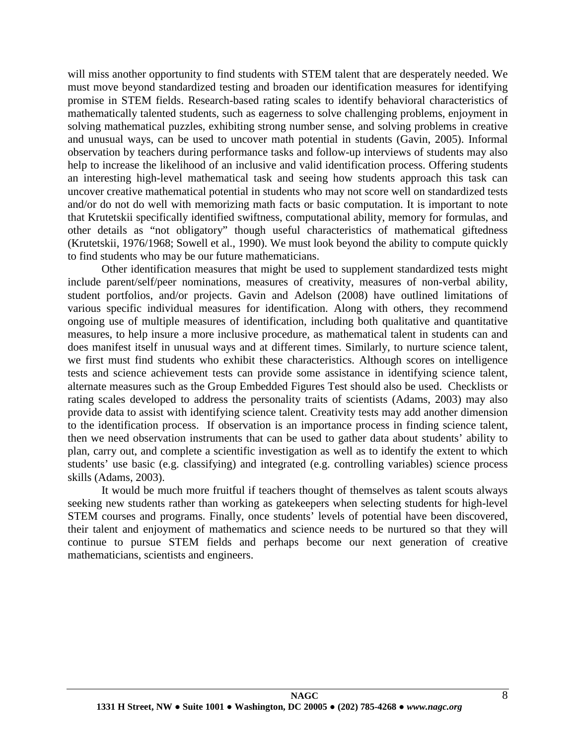will miss another opportunity to find students with STEM talent that are desperately needed. We must move beyond standardized testing and broaden our identification measures for identifying promise in STEM fields. Research-based rating scales to identify behavioral characteristics of mathematically talented students, such as eagerness to solve challenging problems, enjoyment in solving mathematical puzzles, exhibiting strong number sense, and solving problems in creative and unusual ways, can be used to uncover math potential in students (Gavin, 2005). Informal observation by teachers during performance tasks and follow-up interviews of students may also help to increase the likelihood of an inclusive and valid identification process. Offering students an interesting high-level mathematical task and seeing how students approach this task can uncover creative mathematical potential in students who may not score well on standardized tests and/or do not do well with memorizing math facts or basic computation. It is important to note that Krutetskii specifically identified swiftness, computational ability, memory for formulas, and other details as "not obligatory" though useful characteristics of mathematical giftedness (Krutetskii, 1976/1968; Sowell et al., 1990). We must look beyond the ability to compute quickly to find students who may be our future mathematicians.

Other identification measures that might be used to supplement standardized tests might include parent/self/peer nominations, measures of creativity, measures of non-verbal ability, student portfolios, and/or projects. Gavin and Adelson (2008) have outlined limitations of various specific individual measures for identification. Along with others, they recommend ongoing use of multiple measures of identification, including both qualitative and quantitative measures, to help insure a more inclusive procedure, as mathematical talent in students can and does manifest itself in unusual ways and at different times. Similarly, to nurture science talent, we first must find students who exhibit these characteristics. Although scores on intelligence tests and science achievement tests can provide some assistance in identifying science talent, alternate measures such as the Group Embedded Figures Test should also be used. Checklists or rating scales developed to address the personality traits of scientists (Adams, 2003) may also provide data to assist with identifying science talent. Creativity tests may add another dimension to the identification process. If observation is an importance process in finding science talent, then we need observation instruments that can be used to gather data about students' ability to plan, carry out, and complete a scientific investigation as well as to identify the extent to which students' use basic (e.g. classifying) and integrated (e.g. controlling variables) science process skills (Adams, 2003).

It would be much more fruitful if teachers thought of themselves as talent scouts always seeking new students rather than working as gatekeepers when selecting students for high-level STEM courses and programs. Finally, once students' levels of potential have been discovered, their talent and enjoyment of mathematics and science needs to be nurtured so that they will continue to pursue STEM fields and perhaps become our next generation of creative mathematicians, scientists and engineers.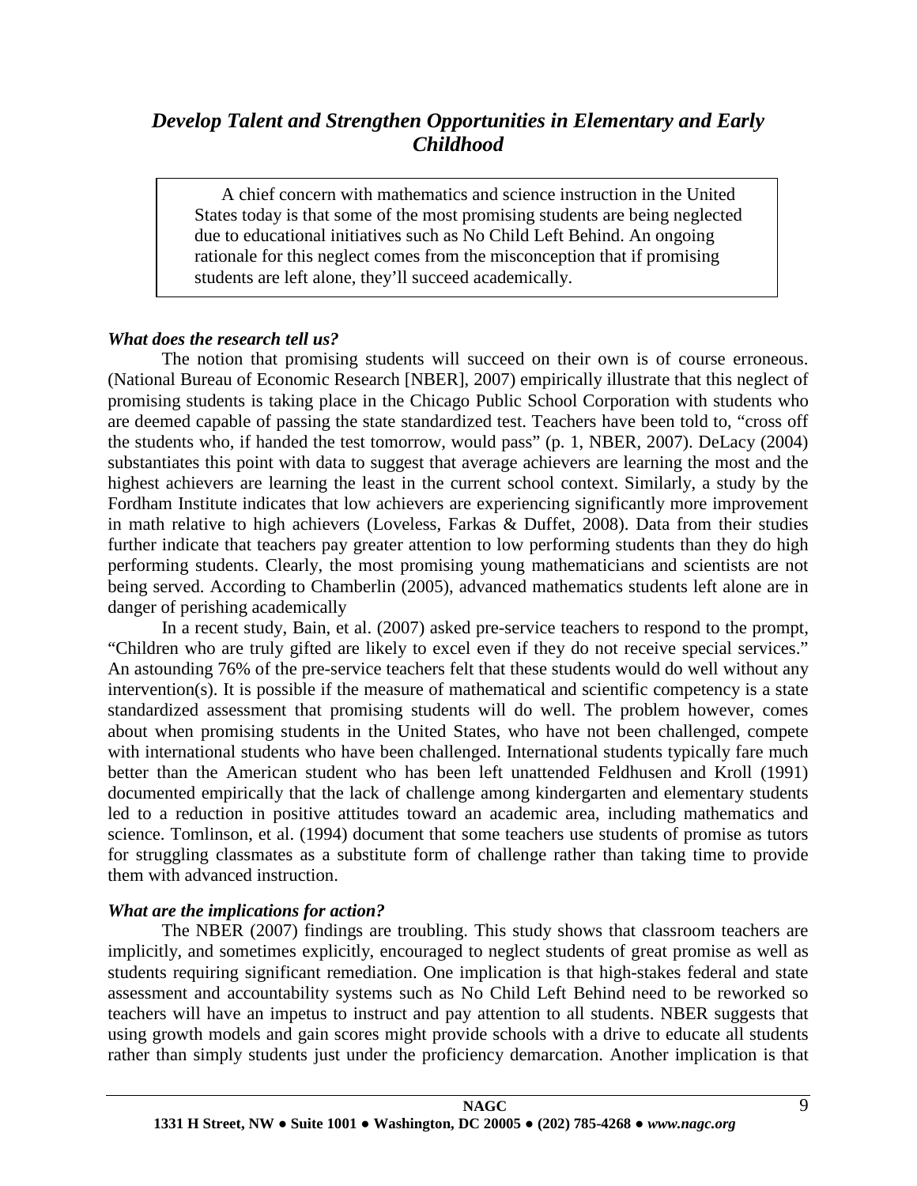## *Develop Talent and Strengthen Opportunities in Elementary and Early Childhood*

> A chief concern with mathematics and science instruction in the United States today is that some of the most promising students are being neglected due to educational initiatives such as No Child Left Behind. An ongoing rationale for this neglect comes from the misconception that if promising students are left alone, they'll succeed academically.

### *What does the research tell us?*

The notion that promising students will succeed on their own is of course erroneous. (National Bureau of Economic Research [NBER], 2007) empirically illustrate that this neglect of promising students is taking place in the Chicago Public School Corporation with students who are deemed capable of passing the state standardized test. Teachers have been told to, "cross off the students who, if handed the test tomorrow, would pass" (p. 1, NBER, 2007). DeLacy (2004) substantiates this point with data to suggest that average achievers are learning the most and the highest achievers are learning the least in the current school context. Similarly, a study by the Fordham Institute indicates that low achievers are experiencing significantly more improvement in math relative to high achievers (Loveless, Farkas & Duffet, 2008). Data from their studies further indicate that teachers pay greater attention to low performing students than they do high performing students. Clearly, the most promising young mathematicians and scientists are not being served. According to Chamberlin (2005), advanced mathematics students left alone are in danger of perishing academically

In a recent study, Bain, et al. (2007) asked pre-service teachers to respond to the prompt, "Children who are truly gifted are likely to excel even if they do not receive special services." An astounding 76% of the pre-service teachers felt that these students would do well without any intervention(s). It is possible if the measure of mathematical and scientific competency is a state standardized assessment that promising students will do well. The problem however, comes about when promising students in the United States, who have not been challenged, compete with international students who have been challenged. International students typically fare much better than the American student who has been left unattended Feldhusen and Kroll (1991) documented empirically that the lack of challenge among kindergarten and elementary students led to a reduction in positive attitudes toward an academic area, including mathematics and science. Tomlinson, et al. (1994) document that some teachers use students of promise as tutors for struggling classmates as a substitute form of challenge rather than taking time to provide them with advanced instruction.

### *What are the implications for action?*

The NBER (2007) findings are troubling. This study shows that classroom teachers are implicitly, and sometimes explicitly, encouraged to neglect students of great promise as well as students requiring significant remediation. One implication is that high-stakes federal and state assessment and accountability systems such as No Child Left Behind need to be reworked so teachers will have an impetus to instruct and pay attention to all students. NBER suggests that using growth models and gain scores might provide schools with a drive to educate all students rather than simply students just under the proficiency demarcation. Another implication is that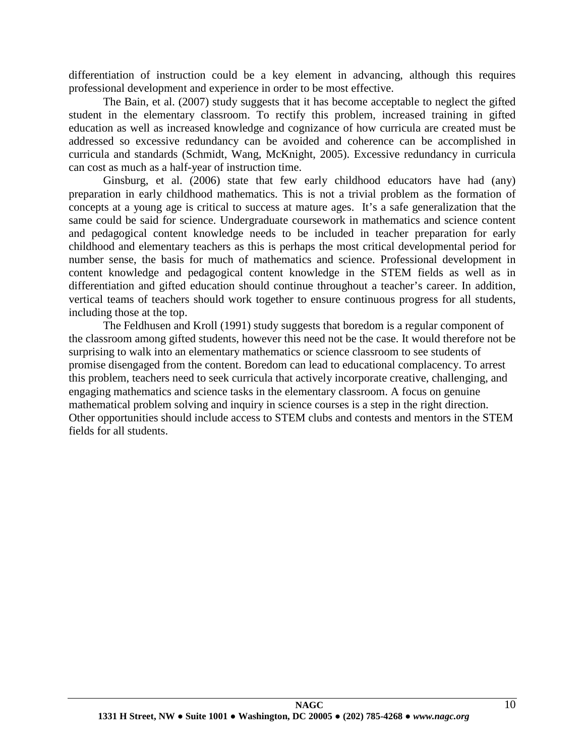differentiation of instruction could be a key element in advancing, although this requires professional development and experience in order to be most effective.

The Bain, et al. (2007) study suggests that it has become acceptable to neglect the gifted student in the elementary classroom. To rectify this problem, increased training in gifted education as well as increased knowledge and cognizance of how curricula are created must be addressed so excessive redundancy can be avoided and coherence can be accomplished in curricula and standards (Schmidt, Wang, McKnight, 2005). Excessive redundancy in curricula can cost as much as a half-year of instruction time.

Ginsburg, et al. (2006) state that few early childhood educators have had (any) preparation in early childhood mathematics. This is not a trivial problem as the formation of concepts at a young age is critical to success at mature ages. It's a safe generalization that the same could be said for science. Undergraduate coursework in mathematics and science content and pedagogical content knowledge needs to be included in teacher preparation for early childhood and elementary teachers as this is perhaps the most critical developmental period for number sense, the basis for much of mathematics and science. Professional development in content knowledge and pedagogical content knowledge in the STEM fields as well as in differentiation and gifted education should continue throughout a teacher's career. In addition, vertical teams of teachers should work together to ensure continuous progress for all students, including those at the top.

The Feldhusen and Kroll (1991) study suggests that boredom is a regular component of the classroom among gifted students, however this need not be the case. It would therefore not be surprising to walk into an elementary mathematics or science classroom to see students of promise disengaged from the content. Boredom can lead to educational complacency. To arrest this problem, teachers need to seek curricula that actively incorporate creative, challenging, and engaging mathematics and science tasks in the elementary classroom. A focus on genuine mathematical problem solving and inquiry in science courses is a step in the right direction. Other opportunities should include access to STEM clubs and contests and mentors in the STEM fields for all students.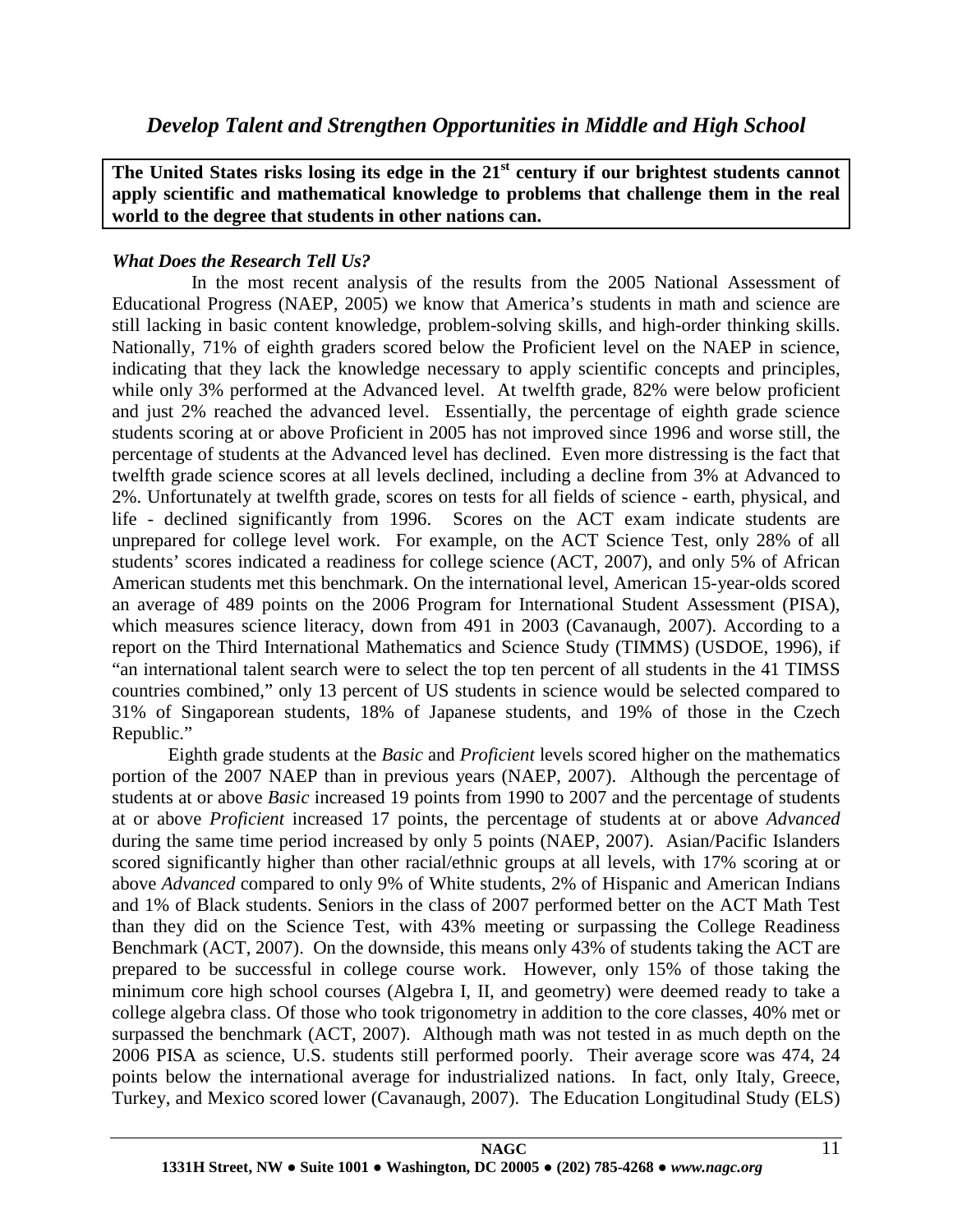## *Develop Talent and Strengthen Opportunities in Middle and High School*

**The United States risks losing its edge in the 21st century if our brightest students cannot apply scientific and mathematical knowledge to problems that challenge them in the real world to the degree that students in other nations can.**

### *What Does the Research Tell Us?*

In the most recent analysis of the results from the 2005 National Assessment of Educational Progress (NAEP, 2005) we know that America's students in math and science are still lacking in basic content knowledge, problem-solving skills, and high-order thinking skills. Nationally, 71% of eighth graders scored below the Proficient level on the NAEP in science, indicating that they lack the knowledge necessary to apply scientific concepts and principles, while only 3% performed at the Advanced level. At twelfth grade, 82% were below proficient and just 2% reached the advanced level. Essentially, the percentage of eighth grade science students scoring at or above Proficient in 2005 has not improved since 1996 and worse still, the percentage of students at the Advanced level has declined. Even more distressing is the fact that twelfth grade science scores at all levels declined, including a decline from 3% at Advanced to 2%. Unfortunately at twelfth grade, scores on tests for all fields of science - earth, physical, and life - declined significantly from 1996. Scores on the ACT exam indicate students are unprepared for college level work. For example, on the ACT Science Test, only 28% of all students' scores indicated a readiness for college science (ACT, 2007), and only 5% of African American students met this benchmark. On the international level, American 15-year-olds scored an average of 489 points on the 2006 Program for International Student Assessment (PISA), which measures science literacy, down from 491 in 2003 (Cavanaugh, 2007). According to a report on the Third International Mathematics and Science Study (TIMMS) (USDOE, 1996), if "an international talent search were to select the top ten percent of all students in the 41 TIMSS countries combined," only 13 percent of US students in science would be selected compared to 31% of Singaporean students, 18% of Japanese students, and 19% of those in the Czech Republic."

Eighth grade students at the *Basic* and *Proficient* levels scored higher on the mathematics portion of the 2007 NAEP than in previous years (NAEP, 2007). Although the percentage of students at or above *Basic* increased 19 points from 1990 to 2007 and the percentage of students at or above *Proficient* increased 17 points, the percentage of students at or above *Advanced* during the same time period increased by only 5 points (NAEP, 2007). Asian/Pacific Islanders scored significantly higher than other racial/ethnic groups at all levels, with 17% scoring at or above *Advanced* compared to only 9% of White students, 2% of Hispanic and American Indians and 1% of Black students. Seniors in the class of 2007 performed better on the ACT Math Test than they did on the Science Test, with 43% meeting or surpassing the College Readiness Benchmark (ACT, 2007). On the downside, this means only 43% of students taking the ACT are prepared to be successful in college course work. However, only 15% of those taking the minimum core high school courses (Algebra I, II, and geometry) were deemed ready to take a college algebra class. Of those who took trigonometry in addition to the core classes, 40% met or surpassed the benchmark (ACT, 2007). Although math was not tested in as much depth on the 2006 PISA as science, U.S. students still performed poorly. Their average score was 474, 24 points below the international average for industrialized nations. In fact, only Italy, Greece, Turkey, and Mexico scored lower (Cavanaugh, 2007). The Education Longitudinal Study (ELS)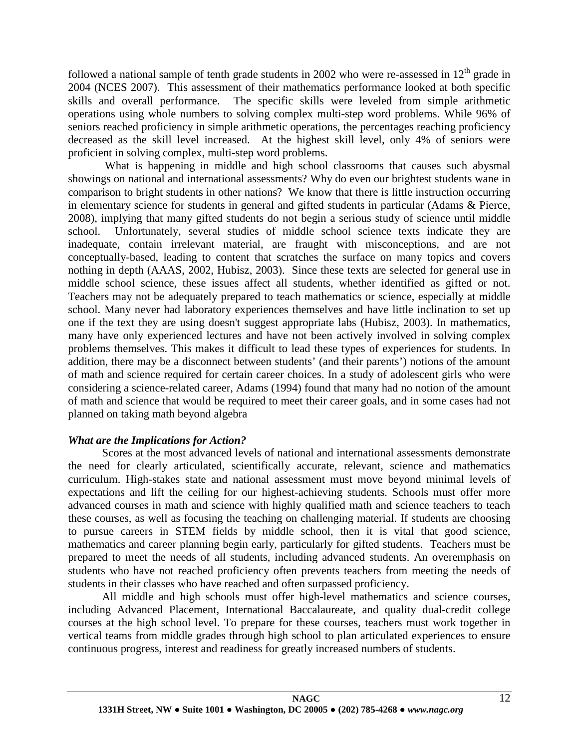followed a national sample of tenth grade students in 2002 who were re-assessed in 12th grade in 2004 (NCES 2007). This assessment of their mathematics performance looked at both specific skills and overall performance. The specific skills were leveled from simple arithmetic operations using whole numbers to solving complex multi-step word problems. While 96% of seniors reached proficiency in simple arithmetic operations, the percentages reaching proficiency decreased as the skill level increased. At the highest skill level, only 4% of seniors were proficient in solving complex, multi-step word problems.

What is happening in middle and high school classrooms that causes such abysmal showings on national and international assessments? Why do even our brightest students wane in comparison to bright students in other nations? We know that there is little instruction occurring in elementary science for students in general and gifted students in particular (Adams & Pierce, 2008), implying that many gifted students do not begin a serious study of science until middle school. Unfortunately, several studies of middle school science texts indicate they are inadequate, contain irrelevant material, are fraught with misconceptions, and are not conceptually-based, leading to content that scratches the surface on many topics and covers nothing in depth (AAAS, 2002, Hubisz, 2003). Since these texts are selected for general use in middle school science, these issues affect all students, whether identified as gifted or not. Teachers may not be adequately prepared to teach mathematics or science, especially at middle school. Many never had laboratory experiences themselves and have little inclination to set up one if the text they are using doesn't suggest appropriate labs (Hubisz, 2003). In mathematics, many have only experienced lectures and have not been actively involved in solving complex problems themselves. This makes it difficult to lead these types of experiences for students. In addition, there may be a disconnect between students' (and their parents') notions of the amount of math and science required for certain career choices. In a study of adolescent girls who were considering a science-related career, Adams (1994) found that many had no notion of the amount of math and science that would be required to meet their career goals, and in some cases had not planned on taking math beyond algebra

### *What are the Implications for Action?*

Scores at the most advanced levels of national and international assessments demonstrate the need for clearly articulated, scientifically accurate, relevant, science and mathematics curriculum. High-stakes state and national assessment must move beyond minimal levels of expectations and lift the ceiling for our highest-achieving students. Schools must offer more advanced courses in math and science with highly qualified math and science teachers to teach these courses, as well as focusing the teaching on challenging material. If students are choosing to pursue careers in STEM fields by middle school, then it is vital that good science, mathematics and career planning begin early, particularly for gifted students. Teachers must be prepared to meet the needs of all students, including advanced students. An overemphasis on students who have not reached proficiency often prevents teachers from meeting the needs of students in their classes who have reached and often surpassed proficiency.

All middle and high schools must offer high-level mathematics and science courses, including Advanced Placement, International Baccalaureate, and quality dual-credit college courses at the high school level. To prepare for these courses, teachers must work together in vertical teams from middle grades through high school to plan articulated experiences to ensure continuous progress, interest and readiness for greatly increased numbers of students.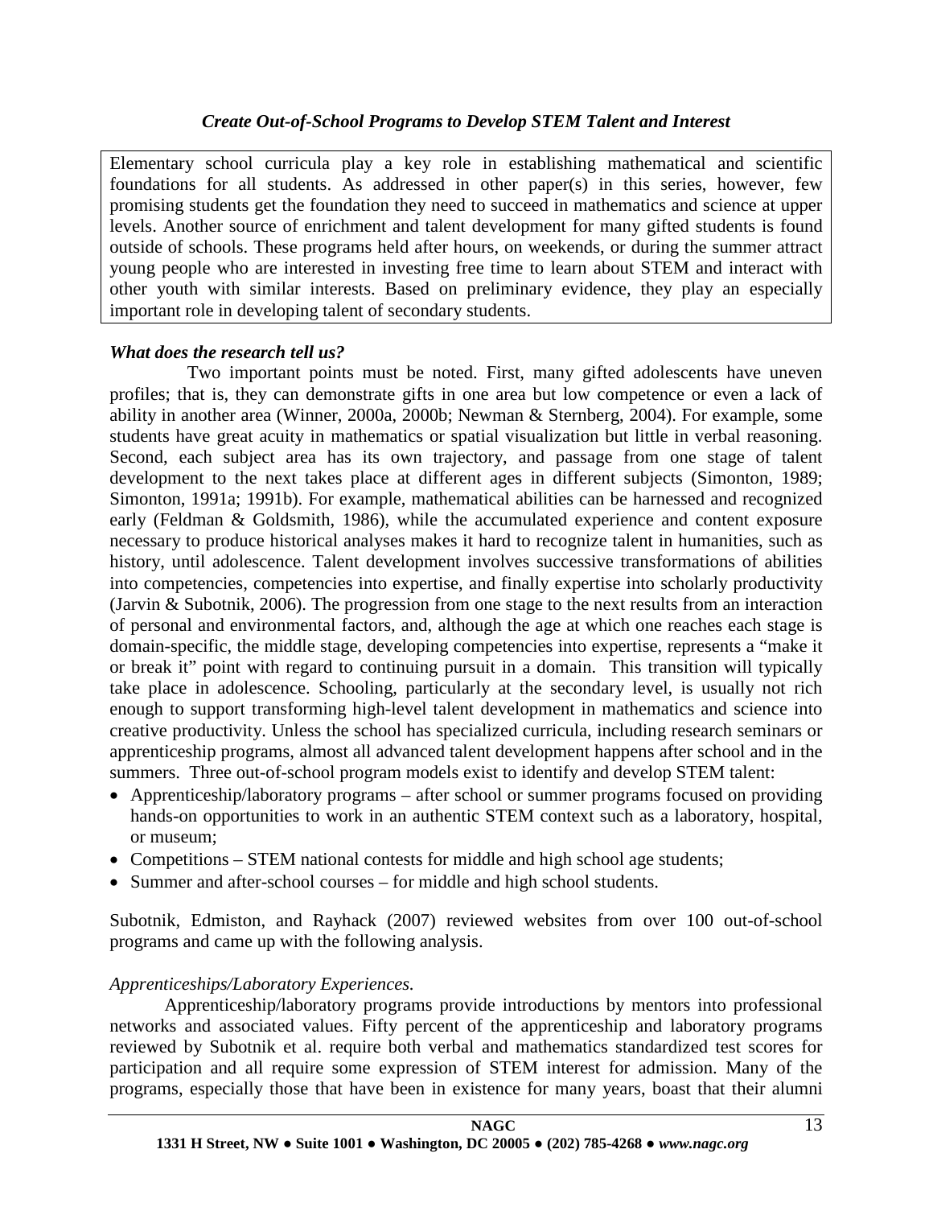### *Create Out-of-School Programs to Develop STEM Talent and Interest*

Elementary school curricula play a key role in establishing mathematical and scientific foundations for all students. As addressed in other paper(s) in this series, however, few promising students get the foundation they need to succeed in mathematics and science at upper levels. Another source of enrichment and talent development for many gifted students is found outside of schools. These programs held after hours, on weekends, or during the summer attract young people who are interested in investing free time to learn about STEM and interact with other youth with similar interests. Based on preliminary evidence, they play an especially important role in developing talent of secondary students.

***What does the research tell us?***

Two important points must be noted. First, many gifted adolescents have uneven profiles; that is, they can demonstrate gifts in one area but low competence or even a lack of ability in another area (Winner, 2000a, 2000b; Newman & Sternberg, 2004). For example, some students have great acuity in mathematics or spatial visualization but little in verbal reasoning. Second, each subject area has its own trajectory, and passage from one stage of talent development to the next takes place at different ages in different subjects (Simonton, 1989; Simonton, 1991a; 1991b). For example, mathematical abilities can be harnessed and recognized early (Feldman & Goldsmith, 1986), while the accumulated experience and content exposure necessary to produce historical analyses makes it hard to recognize talent in humanities, such as history, until adolescence. Talent development involves successive transformations of abilities into competencies, competencies into expertise, and finally expertise into scholarly productivity (Jarvin & Subotnik, 2006). The progression from one stage to the next results from an interaction of personal and environmental factors, and, although the age at which one reaches each stage is domain-specific, the middle stage, developing competencies into expertise, represents a "make it or break it" point with regard to continuing pursuit in a domain. This transition will typically take place in adolescence. Schooling, particularly at the secondary level, is usually not rich enough to support transforming high-level talent development in mathematics and science into creative productivity. Unless the school has specialized curricula, including research seminars or apprenticeship programs, almost all advanced talent development happens after school and in the summers. Three out-of-school program models exist to identify and develop STEM talent:

- Apprenticeship/laboratory programs – after school or summer programs focused on providing hands-on opportunities to work in an authentic STEM context such as a laboratory, hospital, or museum;
- Competitions – STEM national contests for middle and high school age students;
- Summer and after-school courses – for middle and high school students.

Subotnik, Edmiston, and Rayhack (2007) reviewed websites from over 100 out-of-school programs and came up with the following analysis.

*Apprenticeships/Laboratory Experiences.*

Apprenticeship/laboratory programs provide introductions by mentors into professional networks and associated values. Fifty percent of the apprenticeship and laboratory programs reviewed by Subotnik et al. require both verbal and mathematics standardized test scores for participation and all require some expression of STEM interest for admission. Many of the programs, especially those that have been in existence for many years, boast that their alumni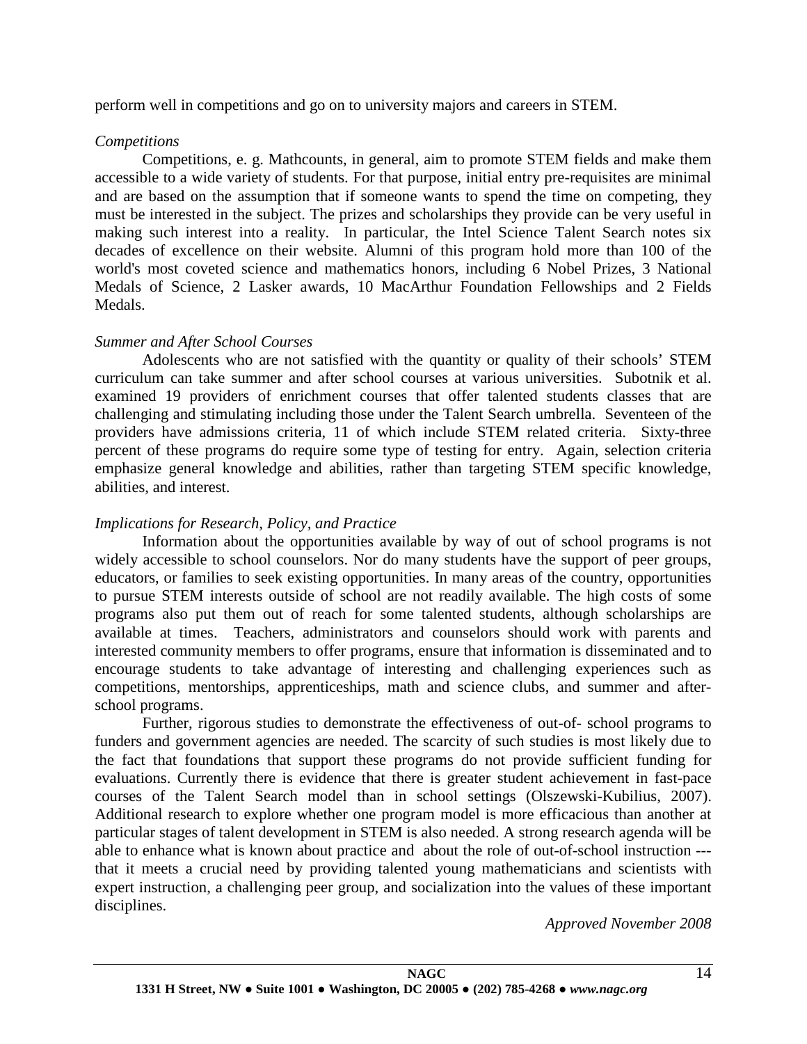perform well in competitions and go on to university majors and careers in STEM.

*Competitions*

Competitions, e. g. Mathcounts, in general, aim to promote STEM fields and make them accessible to a wide variety of students. For that purpose, initial entry pre-requisites are minimal and are based on the assumption that if someone wants to spend the time on competing, they must be interested in the subject. The prizes and scholarships they provide can be very useful in making such interest into a reality. In particular, the Intel Science Talent Search notes six decades of excellence on their website. Alumni of this program hold more than 100 of the world's most coveted science and mathematics honors, including 6 Nobel Prizes, 3 National Medals of Science, 2 Lasker awards, 10 MacArthur Foundation Fellowships and 2 Fields Medals.

*Summer and After School Courses*

Adolescents who are not satisfied with the quantity or quality of their schools' STEM curriculum can take summer and after school courses at various universities. Subotnik et al. examined 19 providers of enrichment courses that offer talented students classes that are challenging and stimulating including those under the Talent Search umbrella. Seventeen of the providers have admissions criteria, 11 of which include STEM related criteria. Sixty-three percent of these programs do require some type of testing for entry. Again, selection criteria emphasize general knowledge and abilities, rather than targeting STEM specific knowledge, abilities, and interest.

*Implications for Research, Policy, and Practice*

Information about the opportunities available by way of out of school programs is not widely accessible to school counselors. Nor do many students have the support of peer groups, educators, or families to seek existing opportunities. In many areas of the country, opportunities to pursue STEM interests outside of school are not readily available. The high costs of some programs also put them out of reach for some talented students, although scholarships are available at times. Teachers, administrators and counselors should work with parents and interested community members to offer programs, ensure that information is disseminated and to encourage students to take advantage of interesting and challenging experiences such as competitions, mentorships, apprenticeships, math and science clubs, and summer and after-school programs.

Further, rigorous studies to demonstrate the effectiveness of out-of- school programs to funders and government agencies are needed. The scarcity of such studies is most likely due to the fact that foundations that support these programs do not provide sufficient funding for evaluations. Currently there is evidence that there is greater student achievement in fast-pace courses of the Talent Search model than in school settings (Olszewski-Kubilius, 2007). Additional research to explore whether one program model is more efficacious than another at particular stages of talent development in STEM is also needed. A strong research agenda will be able to enhance what is known about practice and about the role of out-of-school instruction --- that it meets a crucial need by providing talented young mathematicians and scientists with expert instruction, a challenging peer group, and socialization into the values of these important disciplines.

*Approved November 2008*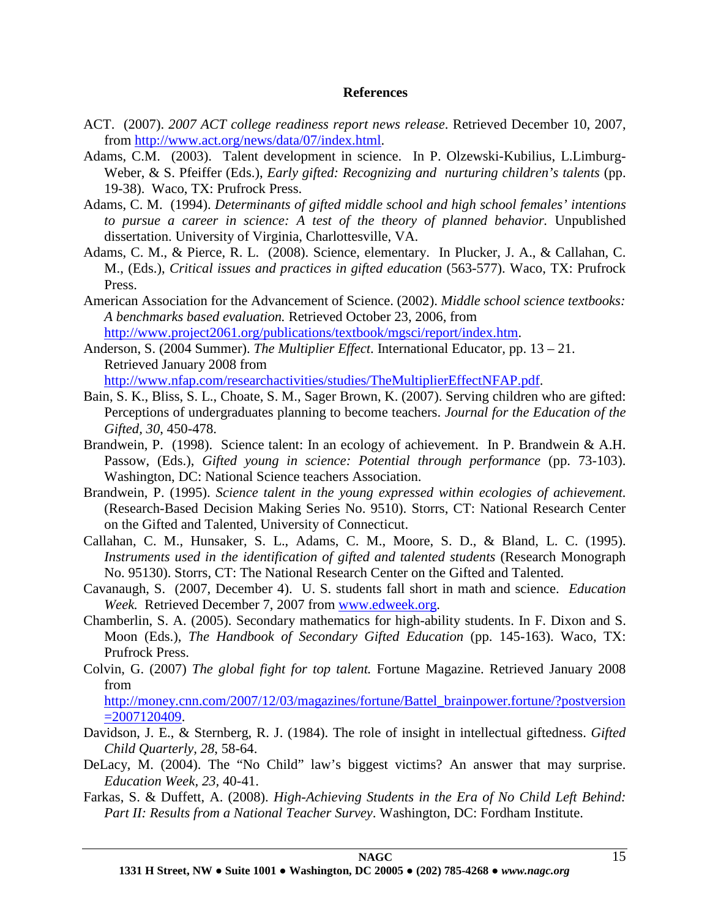## References

ACT. (2007). *2007 ACT college readiness report news release*. Retrieved December 10, 2007, from http://www.act.org/news/data/07/index.html.

Adams, C.M. (2003). Talent development in science. In P. Olzewski-Kubilius, L.Limburg-Weber, & S. Pfeiffer (Eds.), *Early gifted: Recognizing and nurturing children's talents* (pp. 19-38). Waco, TX: Prufrock Press.

Adams, C. M. (1994). *Determinants of gifted middle school and high school females' intentions to pursue a career in science: A test of the theory of planned behavior.* Unpublished dissertation. University of Virginia, Charlottesville, VA.

Adams, C. M., & Pierce, R. L. (2008). Science, elementary. In Plucker, J. A., & Callahan, C. M., (Eds.), *Critical issues and practices in gifted education* (563-577). Waco, TX: Prufrock Press.

American Association for the Advancement of Science. (2002). *Middle school science textbooks: A benchmarks based evaluation.* Retrieved October 23, 2006, from http://www.project2061.org/publications/textbook/mgsci/report/index.htm.

Anderson, S. (2004 Summer). *The Multiplier Effect*. International Educator, pp. 13 – 21. Retrieved January 2008 from http://www.nfap.com/researchactivities/studies/TheMultiplierEffectNFAP.pdf.

Bain, S. K., Bliss, S. L., Choate, S. M., Sager Brown, K. (2007). Serving children who are gifted: Perceptions of undergraduates planning to become teachers. *Journal for the Education of the Gifted, 30*, 450-478.

Brandwein, P. (1998). Science talent: In an ecology of achievement. In P. Brandwein & A.H. Passow, (Eds.), *Gifted young in science: Potential through performance* (pp. 73-103). Washington, DC: National Science teachers Association.

Brandwein, P. (1995). *Science talent in the young expressed within ecologies of achievement.* (Research-Based Decision Making Series No. 9510). Storrs, CT: National Research Center on the Gifted and Talented, University of Connecticut.

Callahan, C. M., Hunsaker, S. L., Adams, C. M., Moore, S. D., & Bland, L. C. (1995). *Instruments used in the identification of gifted and talented students* (Research Monograph No. 95130). Storrs, CT: The National Research Center on the Gifted and Talented.

Cavanaugh, S. (2007, December 4). U. S. students fall short in math and science. *Education Week.* Retrieved December 7, 2007 from www.edweek.org.

Chamberlin, S. A. (2005). Secondary mathematics for high-ability students. In F. Dixon and S. Moon (Eds.), *The Handbook of Secondary Gifted Education* (pp. 145-163). Waco, TX: Prufrock Press.

Colvin, G. (2007) *The global fight for top talent.* Fortune Magazine. Retrieved January 2008 from http://money.cnn.com/2007/12/03/magazines/fortune/Battel_brainpower.fortune/?postversion=2007120409.

Davidson, J. E., & Sternberg, R. J. (1984). The role of insight in intellectual giftedness. *Gifted Child Quarterly, 28*, 58-64.

DeLacy, M. (2004). The "No Child" law's biggest victims? An answer that may surprise. *Education Week, 23,* 40-41.

Farkas, S. & Duffett, A. (2008). *High-Achieving Students in the Era of No Child Left Behind: Part II: Results from a National Teacher Survey*. Washington, DC: Fordham Institute.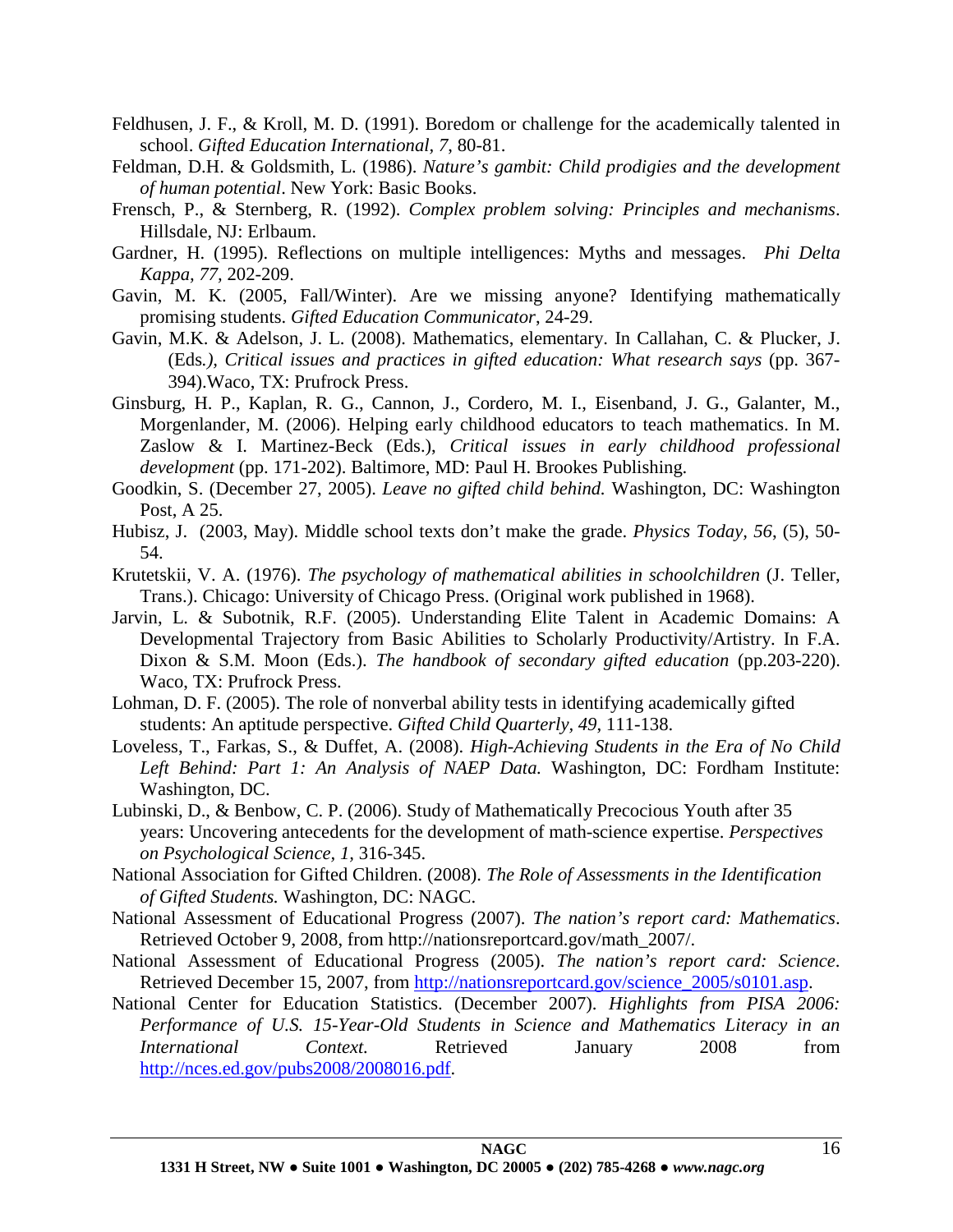Feldhusen, J. F., & Kroll, M. D. (1991). Boredom or challenge for the academically talented in school. *Gifted Education International, 7,* 80-81.

Feldman, D.H. & Goldsmith, L. (1986). *Nature's gambit: Child prodigies and the development of human potential*. New York: Basic Books.

Frensch, P., & Sternberg, R. (1992). *Complex problem solving: Principles and mechanisms*. Hillsdale, NJ: Erlbaum.

Gardner, H. (1995). Reflections on multiple intelligences: Myths and messages. *Phi Delta Kappa, 77,* 202-209.

Gavin, M. K. (2005, Fall/Winter). Are we missing anyone? Identifying mathematically promising students. *Gifted Education Communicator*, 24-29.

Gavin, M.K. & Adelson, J. L. (2008). Mathematics, elementary. In Callahan, C. & Plucker, J. (Eds.), *Critical issues and practices in gifted education: What research says* (pp. 367-394).Waco, TX: Prufrock Press.

Ginsburg, H. P., Kaplan, R. G., Cannon, J., Cordero, M. I., Eisenband, J. G., Galanter, M., Morgenlander, M. (2006). Helping early childhood educators to teach mathematics. In M. Zaslow & I. Martinez-Beck (Eds.), *Critical issues in early childhood professional development* (pp. 171-202). Baltimore, MD: Paul H. Brookes Publishing.

Goodkin, S. (December 27, 2005). *Leave no gifted child behind.* Washington, DC: Washington Post, A 25.

Hubisz, J. (2003, May). Middle school texts don't make the grade. *Physics Today, 56*, (5), 50-54.

Krutetskii, V. A. (1976). *The psychology of mathematical abilities in schoolchildren* (J. Teller, Trans.). Chicago: University of Chicago Press. (Original work published in 1968).

Jarvin, L. & Subotnik, R.F. (2005). Understanding Elite Talent in Academic Domains: A Developmental Trajectory from Basic Abilities to Scholarly Productivity/Artistry. In F.A. Dixon & S.M. Moon (Eds.). *The handbook of secondary gifted education* (pp.203-220). Waco, TX: Prufrock Press.

Lohman, D. F. (2005). The role of nonverbal ability tests in identifying academically gifted students: An aptitude perspective. *Gifted Child Quarterly, 49*, 111-138.

Loveless, T., Farkas, S., & Duffet, A. (2008). *High-Achieving Students in the Era of No Child Left Behind: Part 1: An Analysis of NAEP Data.* Washington, DC: Fordham Institute: Washington, DC.

Lubinski, D., & Benbow, C. P. (2006). Study of Mathematically Precocious Youth after 35 years: Uncovering antecedents for the development of math-science expertise. *Perspectives on Psychological Science, 1,* 316-345.

National Association for Gifted Children. (2008). *The Role of Assessments in the Identification of Gifted Students.* Washington, DC: NAGC.

National Assessment of Educational Progress (2007). *The nation's report card: Mathematics*. Retrieved October 9, 2008, from http://nationsreportcard.gov/math_2007/.

National Assessment of Educational Progress (2005). *The nation's report card: Science*. Retrieved December 15, 2007, from http://nationsreportcard.gov/science_2005/s0101.asp.

National Center for Education Statistics. (December 2007). *Highlights from PISA 2006: Performance of U.S. 15-Year-Old Students in Science and Mathematics Literacy in an International Context.* Retrieved January 2008 from http://nces.ed.gov/pubs2008/2008016.pdf.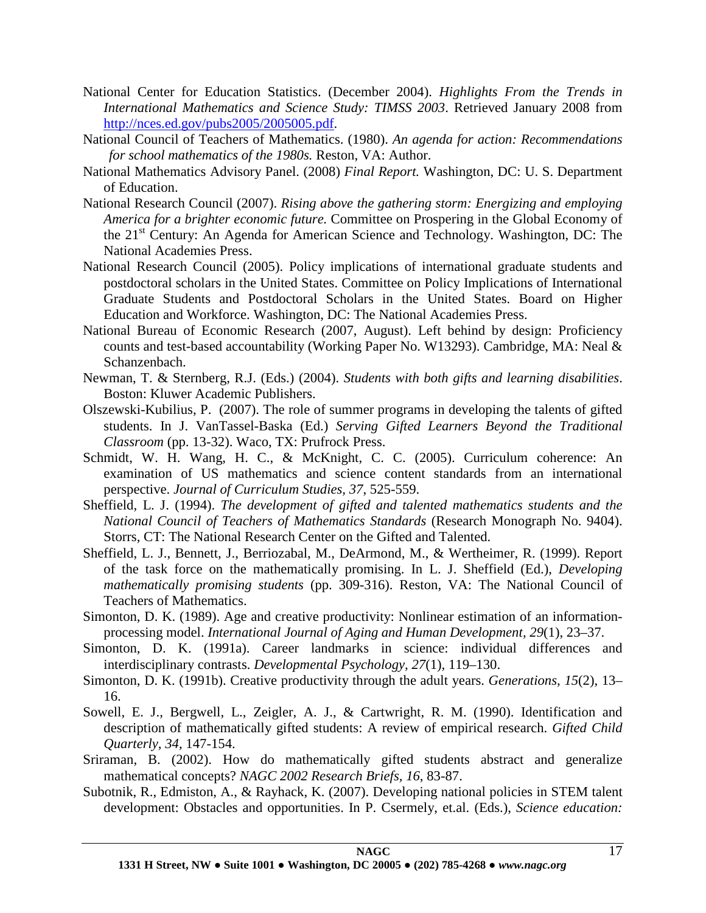National Center for Education Statistics. (December 2004). *Highlights From the Trends in International Mathematics and Science Study: TIMSS 2003*. Retrieved January 2008 from http://nces.ed.gov/pubs2005/2005005.pdf.

National Council of Teachers of Mathematics. (1980). *An agenda for action: Recommendations for school mathematics of the 1980s.* Reston, VA: Author.

National Mathematics Advisory Panel. (2008) *Final Report.* Washington, DC: U. S. Department of Education.

National Research Council (2007). *Rising above the gathering storm: Energizing and employing America for a brighter economic future.* Committee on Prospering in the Global Economy of the 21st Century: An Agenda for American Science and Technology. Washington, DC: The National Academies Press.

National Research Council (2005). Policy implications of international graduate students and postdoctoral scholars in the United States. Committee on Policy Implications of International Graduate Students and Postdoctoral Scholars in the United States. Board on Higher Education and Workforce. Washington, DC: The National Academies Press.

National Bureau of Economic Research (2007, August). Left behind by design: Proficiency counts and test-based accountability (Working Paper No. W13293). Cambridge, MA: Neal & Schanzenbach.

Newman, T. & Sternberg, R.J. (Eds.) (2004). *Students with both gifts and learning disabilities*. Boston: Kluwer Academic Publishers.

Olszewski-Kubilius, P. (2007). The role of summer programs in developing the talents of gifted students. In J. VanTassel-Baska (Ed.) *Serving Gifted Learners Beyond the Traditional Classroom* (pp. 13-32). Waco, TX: Prufrock Press.

Schmidt, W. H. Wang, H. C., & McKnight, C. C. (2005). Curriculum coherence: An examination of US mathematics and science content standards from an international perspective. *Journal of Curriculum Studies*, *37*, 525-559.

Sheffield, L. J. (1994). *The development of gifted and talented mathematics students and the National Council of Teachers of Mathematics Standards* (Research Monograph No. 9404). Storrs, CT: The National Research Center on the Gifted and Talented.

Sheffield, L. J., Bennett, J., Berriozabal, M., DeArmond, M., & Wertheimer, R. (1999). Report of the task force on the mathematically promising. In L. J. Sheffield (Ed.), *Developing mathematically promising students* (pp. 309-316). Reston, VA: The National Council of Teachers of Mathematics.

Simonton, D. K. (1989). Age and creative productivity: Nonlinear estimation of an information-processing model. *International Journal of Aging and Human Development, 29*(1), 23–37.

Simonton, D. K. (1991a). Career landmarks in science: individual differences and interdisciplinary contrasts. *Developmental Psychology, 27*(1), 119–130.

Simonton, D. K. (1991b). Creative productivity through the adult years. *Generations, 15*(2), 13–16.

Sowell, E. J., Bergwell, L., Zeigler, A. J., & Cartwright, R. M. (1990). Identification and description of mathematically gifted students: A review of empirical research. *Gifted Child Quarterly, 34*, 147-154.

Sriraman, B. (2002). How do mathematically gifted students abstract and generalize mathematical concepts? *NAGC 2002 Research Briefs, 16*, 83-87.

Subotnik, R., Edmiston, A., & Rayhack, K. (2007). Developing national policies in STEM talent development: Obstacles and opportunities. In P. Csermely, et.al. (Eds.), *Science education:*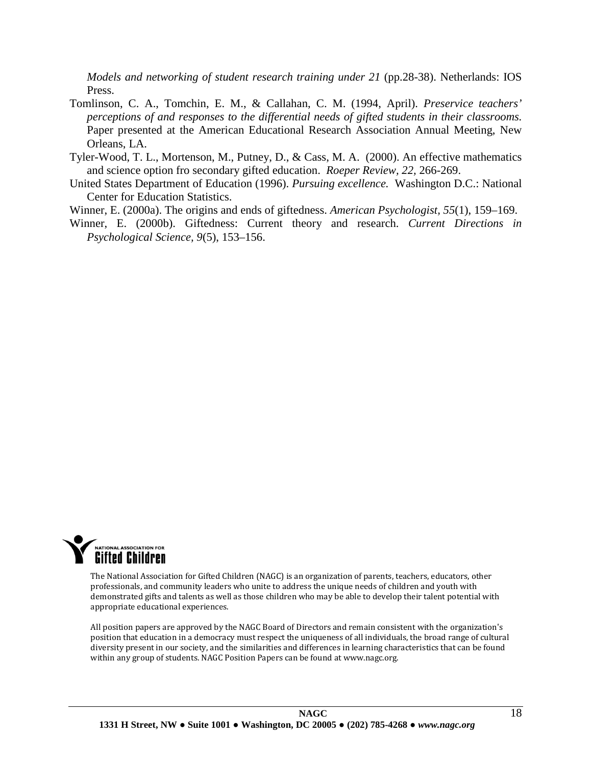*Models and networking of student research training under 21* (pp.28-38). Netherlands: IOS Press.

Tomlinson, C. A., Tomchin, E. M., & Callahan, C. M. (1994, April). *Preservice teachers' perceptions of and responses to the differential needs of gifted students in their classrooms.* Paper presented at the American Educational Research Association Annual Meeting, New Orleans, LA.

Tyler-Wood, T. L., Mortenson, M., Putney, D., & Cass, M. A. (2000). An effective mathematics and science option fro secondary gifted education. *Roeper Review, 22,* 266-269.

United States Department of Education (1996). *Pursuing excellence.* Washington D.C.: National Center for Education Statistics.

Winner, E. (2000a). The origins and ends of giftedness. *American Psychologist, 55*(1), 159–169.

Winner, E. (2000b). Giftedness: Current theory and research. *Current Directions in Psychological Science, 9*(5), 153–156.

NATIONAL ASSOCIATION FOR
**Gifted Children**

The National Association for Gifted Children (NAGC) is an organization of parents, teachers, educators, other professionals, and community leaders who unite to address the unique needs of children and youth with demonstrated gifts and talents as well as those children who may be able to develop their talent potential with appropriate educational experiences.

All position papers are approved by the NAGC Board of Directors and remain consistent with the organization's position that education in a democracy must respect the uniqueness of all individuals, the broad range of cultural diversity present in our society, and the similarities and differences in learning characteristics that can be found within any group of students. NAGC Position Papers can be found at www.nagc.org.

**NAGC**
**1331 H Street, NW ● Suite 1001 ● Washington, DC 20005 ● (202) 785-4268 ● *www.nagc.org***